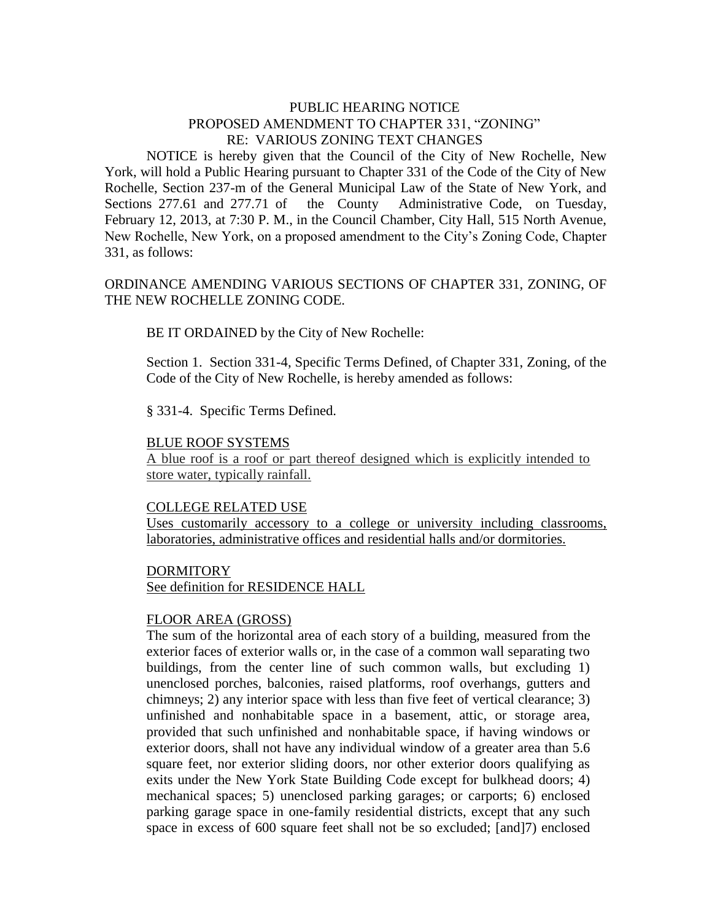PUBLIC HEARING NOTICE
PROPOSED AMENDMENT TO CHAPTER 331, "ZONING"
RE: VARIOUS ZONING TEXT CHANGES

NOTICE is hereby given that the Council of the City of New Rochelle, New York, will hold a Public Hearing pursuant to Chapter 331 of the Code of the City of New Rochelle, Section 237-m of the General Municipal Law of the State of New York, and Sections 277.61 and 277.71 of the County Administrative Code, on Tuesday, February 12, 2013, at 7:30 P. M., in the Council Chamber, City Hall, 515 North Avenue, New Rochelle, New York, on a proposed amendment to the City's Zoning Code, Chapter 331, as follows:

ORDINANCE AMENDING VARIOUS SECTIONS OF CHAPTER 331, ZONING, OF THE NEW ROCHELLE ZONING CODE.

BE IT ORDAINED by the City of New Rochelle:

Section 1. Section 331-4, Specific Terms Defined, of Chapter 331, Zoning, of the Code of the City of New Rochelle, is hereby amended as follows:

§ 331-4. Specific Terms Defined.

<u>BLUE ROOF SYSTEMS</u>
<u>A blue roof is a roof or part thereof designed which is explicitly intended to store water, typically rainfall.</u>

<u>COLLEGE RELATED USE</u>
<u>Uses customarily accessory to a college or university including classrooms, laboratories, administrative offices and residential halls and/or dormitories.</u>

<u>DORMITORY</u>
<u>See definition for RESIDENCE HALL</u>

<u>FLOOR AREA (GROSS)</u>
The sum of the horizontal area of each story of a building, measured from the exterior faces of exterior walls or, in the case of a common wall separating two buildings, from the center line of such common walls, but excluding 1) unenclosed porches, balconies, raised platforms, roof overhangs, gutters and chimneys; 2) any interior space with less than five feet of vertical clearance; 3) unfinished and nonhabitable space in a basement, attic, or storage area, provided that such unfinished and nonhabitable space, if having windows or exterior doors, shall not have any individual window of a greater area than 5.6 square feet, nor exterior sliding doors, nor other exterior doors qualifying as exits under the New York State Building Code except for bulkhead doors; 4) mechanical spaces; 5) unenclosed parking garages; or carports; 6) enclosed parking garage space in one-family residential districts, except that any such space in excess of 600 square feet shall not be so excluded; [and]7) enclosed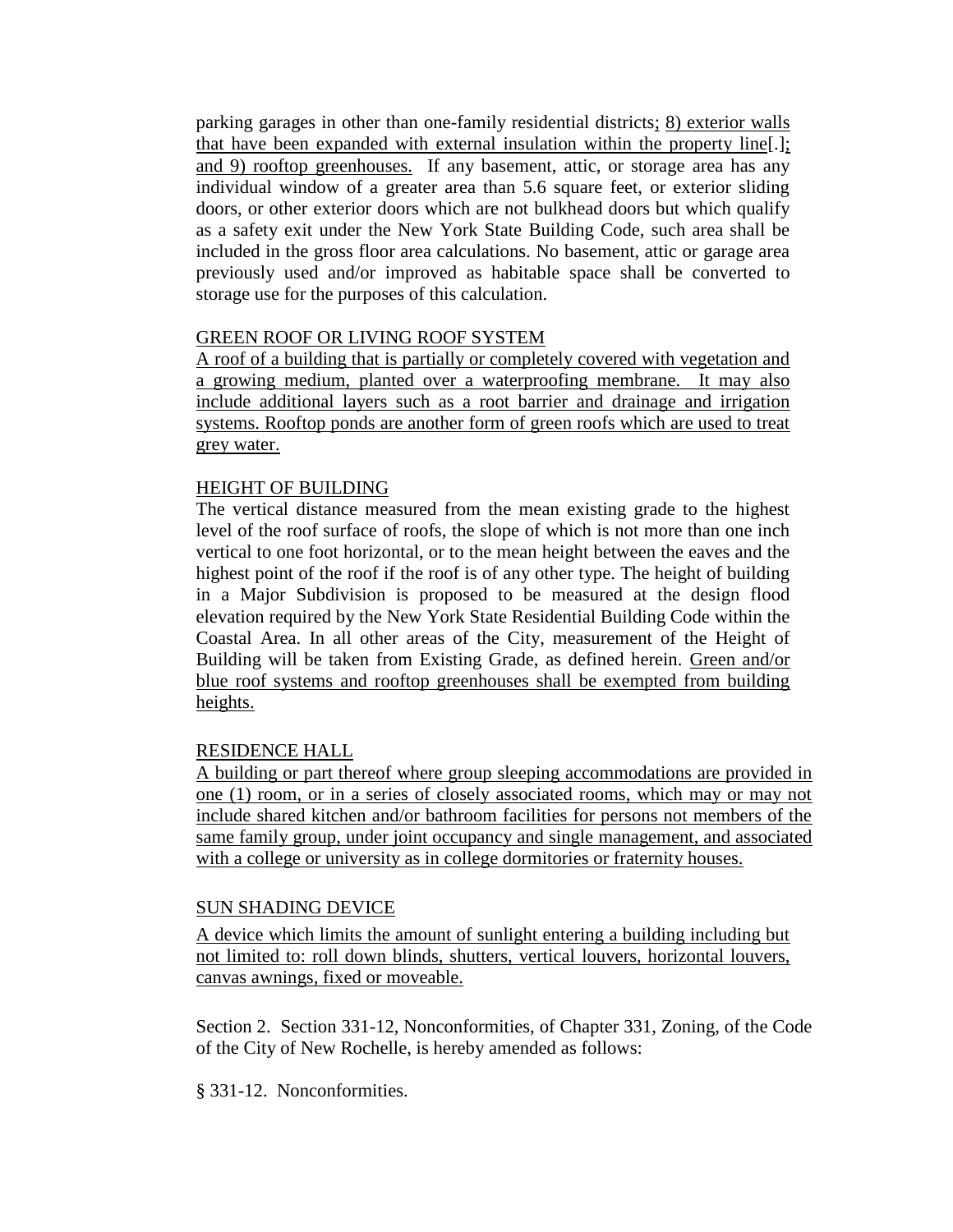parking garages in other than one-family residential districts; 8) exterior walls that have been expanded with external insulation within the property line[.]; and 9) rooftop greenhouses. If any basement, attic, or storage area has any individual window of a greater area than 5.6 square feet, or exterior sliding doors, or other exterior doors which are not bulkhead doors but which qualify as a safety exit under the New York State Building Code, such area shall be included in the gross floor area calculations. No basement, attic or garage area previously used and/or improved as habitable space shall be converted to storage use for the purposes of this calculation.

GREEN ROOF OR LIVING ROOF SYSTEM
A roof of a building that is partially or completely covered with vegetation and a growing medium, planted over a waterproofing membrane. It may also include additional layers such as a root barrier and drainage and irrigation systems. Rooftop ponds are another form of green roofs which are used to treat grey water.

HEIGHT OF BUILDING
The vertical distance measured from the mean existing grade to the highest level of the roof surface of roofs, the slope of which is not more than one inch vertical to one foot horizontal, or to the mean height between the eaves and the highest point of the roof if the roof is of any other type. The height of building in a Major Subdivision is proposed to be measured at the design flood elevation required by the New York State Residential Building Code within the Coastal Area. In all other areas of the City, measurement of the Height of Building will be taken from Existing Grade, as defined herein. Green and/or blue roof systems and rooftop greenhouses shall be exempted from building heights.

RESIDENCE HALL
A building or part thereof where group sleeping accommodations are provided in one (1) room, or in a series of closely associated rooms, which may or may not include shared kitchen and/or bathroom facilities for persons not members of the same family group, under joint occupancy and single management, and associated with a college or university as in college dormitories or fraternity houses.

SUN SHADING DEVICE
A device which limits the amount of sunlight entering a building including but not limited to: roll down blinds, shutters, vertical louvers, horizontal louvers, canvas awnings, fixed or moveable.

Section 2. Section 331-12, Nonconformities, of Chapter 331, Zoning, of the Code of the City of New Rochelle, is hereby amended as follows:

§ 331-12. Nonconformities.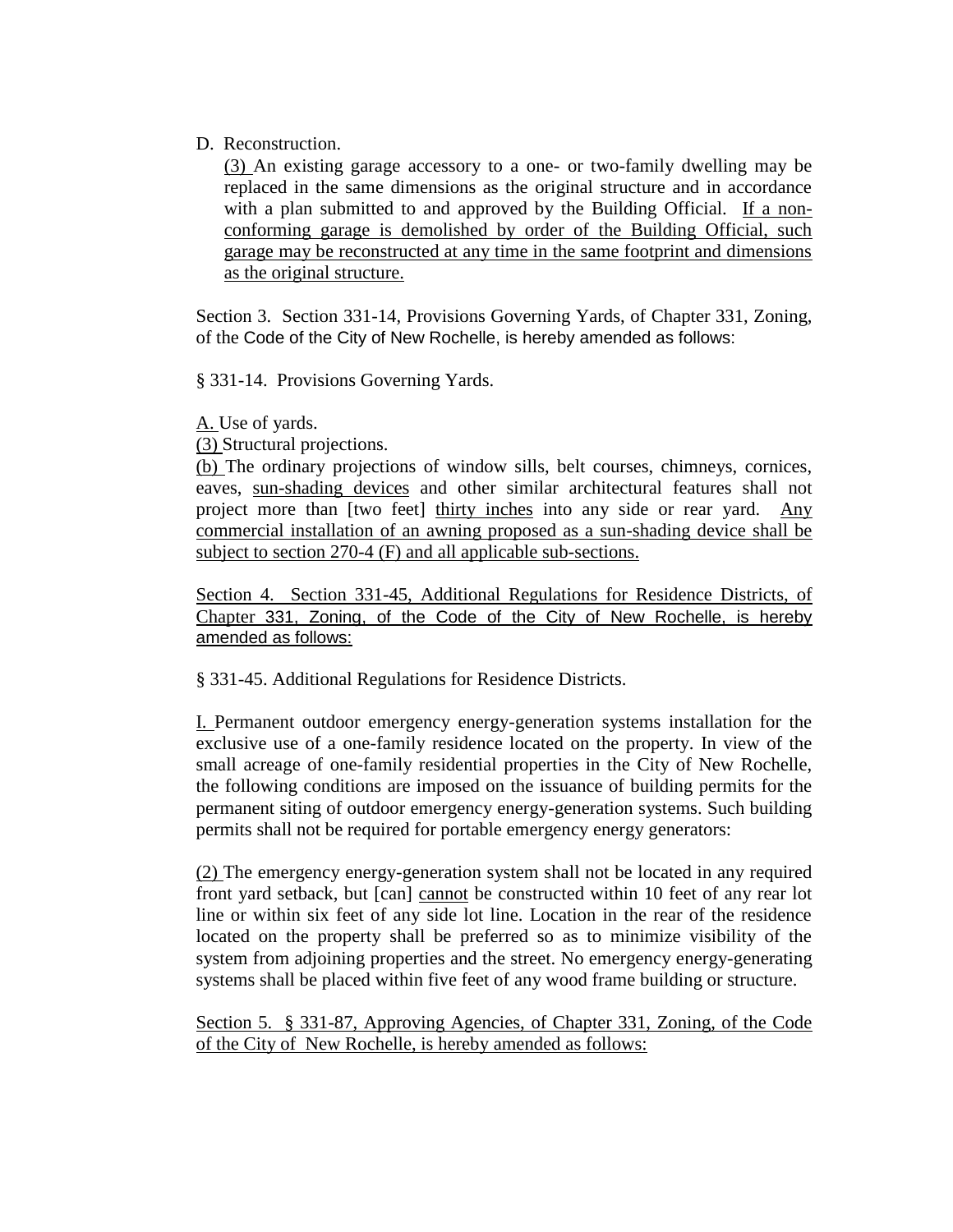D. Reconstruction.

(3) An existing garage accessory to a one- or two-family dwelling may be replaced in the same dimensions as the original structure and in accordance with a plan submitted to and approved by the Building Official. If a non-conforming garage is demolished by order of the Building Official, such garage may be reconstructed at any time in the same footprint and dimensions as the original structure.

Section 3. Section 331-14, Provisions Governing Yards, of Chapter 331, Zoning, of the Code of the City of New Rochelle, is hereby amended as follows:

§ 331-14. Provisions Governing Yards.

A. Use of yards.

(3) Structural projections.

(b) The ordinary projections of window sills, belt courses, chimneys, cornices, eaves, sun-shading devices and other similar architectural features shall not project more than [two feet] thirty inches into any side or rear yard. Any commercial installation of an awning proposed as a sun-shading device shall be subject to section 270-4 (F) and all applicable sub-sections.

Section 4. Section 331-45, Additional Regulations for Residence Districts, of Chapter 331, Zoning, of the Code of the City of New Rochelle, is hereby amended as follows:

§ 331-45. Additional Regulations for Residence Districts.

I. Permanent outdoor emergency energy-generation systems installation for the exclusive use of a one-family residence located on the property. In view of the small acreage of one-family residential properties in the City of New Rochelle, the following conditions are imposed on the issuance of building permits for the permanent siting of outdoor emergency energy-generation systems. Such building permits shall not be required for portable emergency energy generators:

(2) The emergency energy-generation system shall not be located in any required front yard setback, but [can] cannot be constructed within 10 feet of any rear lot line or within six feet of any side lot line. Location in the rear of the residence located on the property shall be preferred so as to minimize visibility of the system from adjoining properties and the street. No emergency energy-generating systems shall be placed within five feet of any wood frame building or structure.

Section 5. § 331-87, Approving Agencies, of Chapter 331, Zoning, of the Code of the City of New Rochelle, is hereby amended as follows: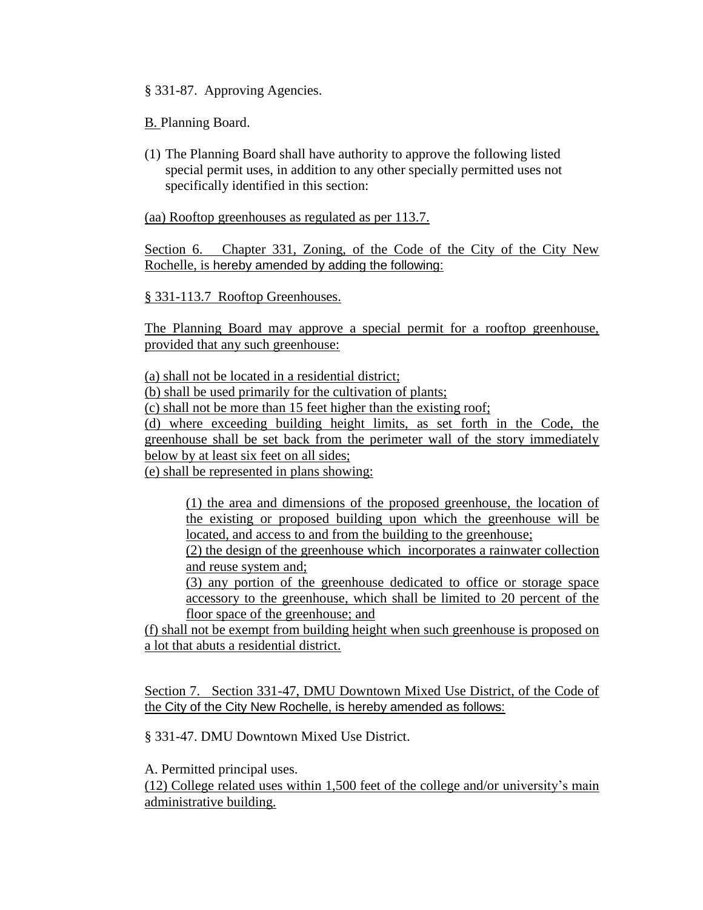§ 331-87. Approving Agencies.

B. Planning Board.

(1) The Planning Board shall have authority to approve the following listed special permit uses, in addition to any other specially permitted uses not specifically identified in this section:

(aa) Rooftop greenhouses as regulated as per 113.7.

Section 6. Chapter 331, Zoning, of the Code of the City of the City New Rochelle, is hereby amended by adding the following:

§ 331-113.7 Rooftop Greenhouses.

The Planning Board may approve a special permit for a rooftop greenhouse, provided that any such greenhouse:

(a) shall not be located in a residential district;
(b) shall be used primarily for the cultivation of plants;
(c) shall not be more than 15 feet higher than the existing roof;
(d) where exceeding building height limits, as set forth in the Code, the greenhouse shall be set back from the perimeter wall of the story immediately below by at least six feet on all sides;
(e) shall be represented in plans showing:

> (1) the area and dimensions of the proposed greenhouse, the location of the existing or proposed building upon which the greenhouse will be located, and access to and from the building to the greenhouse;
> (2) the design of the greenhouse which incorporates a rainwater collection and reuse system and;
> (3) any portion of the greenhouse dedicated to office or storage space accessory to the greenhouse, which shall be limited to 20 percent of the floor space of the greenhouse; and

(f) shall not be exempt from building height when such greenhouse is proposed on a lot that abuts a residential district.

Section 7. Section 331-47, DMU Downtown Mixed Use District, of the Code of the City of the City New Rochelle, is hereby amended as follows:

§ 331-47. DMU Downtown Mixed Use District.

A. Permitted principal uses.
(12) College related uses within 1,500 feet of the college and/or university's main administrative building.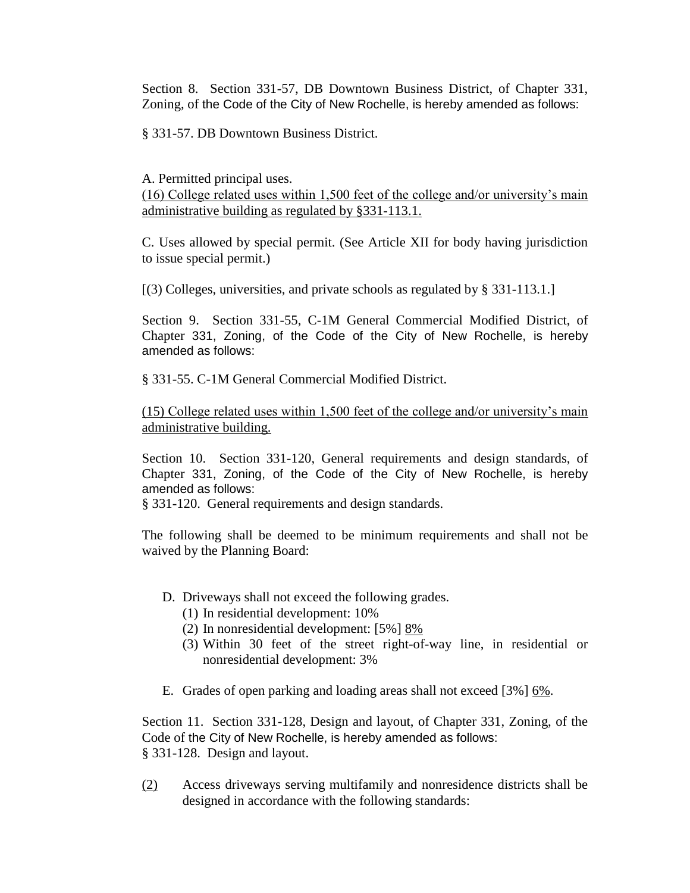Section 8. Section 331-57, DB Downtown Business District, of Chapter 331, Zoning, of the Code of the City of New Rochelle, is hereby amended as follows:

§ 331-57. DB Downtown Business District.

A. Permitted principal uses.
<u>(16) College related uses within 1,500 feet of the college and/or university's main administrative building as regulated by §331-113.1.</u>

C. Uses allowed by special permit. (See Article XII for body having jurisdiction to issue special permit.)

[(3) Colleges, universities, and private schools as regulated by § 331-113.1.]

Section 9. Section 331-55, C-1M General Commercial Modified District, of Chapter 331, Zoning, of the Code of the City of New Rochelle, is hereby amended as follows:

§ 331-55. C-1M General Commercial Modified District.

<u>(15) College related uses within 1,500 feet of the college and/or university's main administrative building.</u>

Section 10. Section 331-120, General requirements and design standards, of Chapter 331, Zoning, of the Code of the City of New Rochelle, is hereby amended as follows:
§ 331-120. General requirements and design standards.

The following shall be deemed to be minimum requirements and shall not be waived by the Planning Board:

D. Driveways shall not exceed the following grades.
   (1) In residential development: 10%
   (2) In nonresidential development: [5%] <u>8%</u>
   (3) Within 30 feet of the street right-of-way line, in residential or nonresidential development: 3%

E. Grades of open parking and loading areas shall not exceed [3%] <u>6%</u>.

Section 11. Section 331-128, Design and layout, of Chapter 331, Zoning, of the Code of the City of New Rochelle, is hereby amended as follows:
§ 331-128. Design and layout.

<u>(2)</u> Access driveways serving multifamily and nonresidence districts shall be designed in accordance with the following standards: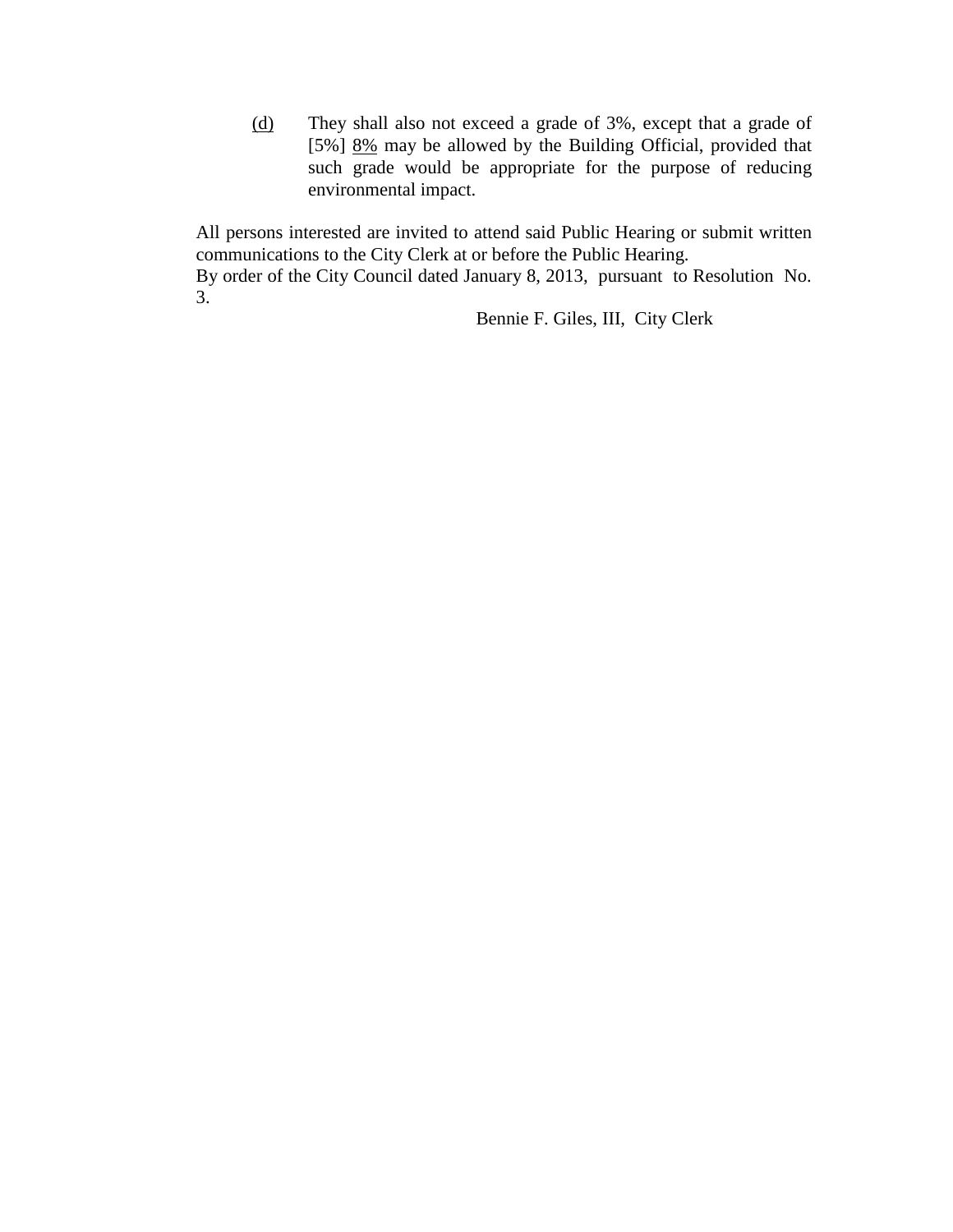(d) They shall also not exceed a grade of 3%, except that a grade of [5%] 8% may be allowed by the Building Official, provided that such grade would be appropriate for the purpose of reducing environmental impact.

All persons interested are invited to attend said Public Hearing or submit written communications to the City Clerk at or before the Public Hearing.
By order of the City Council dated January 8, 2013, pursuant to Resolution No. 3.

Bennie F. Giles, III, City Clerk